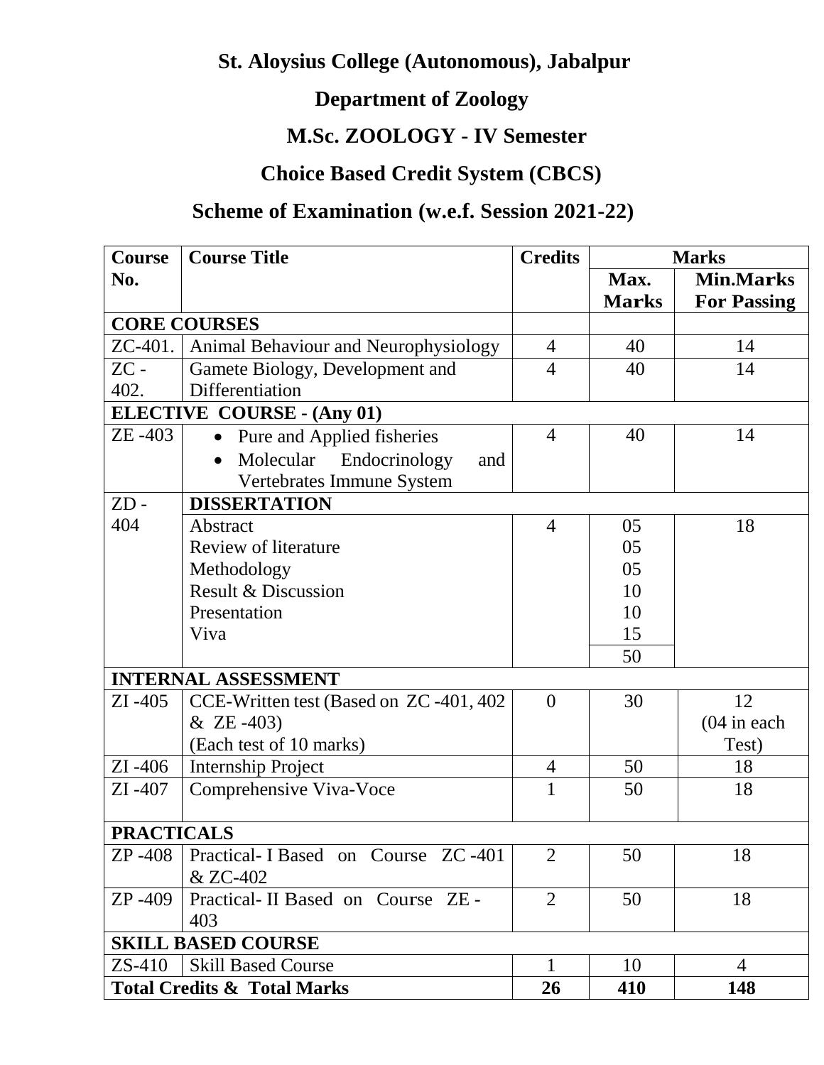# St. Aloysius College (Autonomous), Jabalpur

## Department of Zoology

## M.Sc. ZOOLOGY - IV Semester

## Choice Based Credit System (CBCS)

## Scheme of Examination (w.e.f. Session 2021-22)

| Course No. | Course Title | Credits | Marks | |
|---|---|---|---|---|
| | | | **Max. Marks** | **Min.Marks For Passing** |
| **CORE COURSES** | | | | |
| ZC-401. | Animal Behaviour and Neurophysiology | 4 | 40 | 14 |
| ZC - 402. | Gamete Biology, Development and Differentiation | 4 | 40 | 14 |
| **ELECTIVE COURSE - (Any 01)** | | | | |
| ZE -403 | • Pure and Applied fisheries<br>• Molecular Endocrinology and Vertebrates Immune System | 4 | 40 | 14 |
| ZD - 404 | **DISSERTATION** | | | |
| | Abstract<br>Review of literature<br>Methodology<br>Result & Discussion<br>Presentation<br>Viva | 4 | 05<br>05<br>05<br>10<br>10<br>15<br>50 | 18 |
| **INTERNAL ASSESSMENT** | | | | |
| ZI -405 | CCE-Written test (Based on ZC -401, 402 & ZE -403)<br>(Each test of 10 marks) | 0 | 30 | 12<br>(04 in each Test) |
| ZI -406 | Internship Project | 4 | 50 | 18 |
| ZI -407 | Comprehensive Viva-Voce | 1 | 50 | 18 |
| **PRACTICALS** | | | | |
| ZP -408 | Practical- I Based on Course ZC -401 & ZC-402 | 2 | 50 | 18 |
| ZP -409 | Practical- II Based on Course ZE - 403 | 2 | 50 | 18 |
| **SKILL BASED COURSE** | | | | |
| ZS-410 | Skill Based Course | 1 | 10 | 4 |
| **Total Credits & Total Marks** | | **26** | **410** | **148** |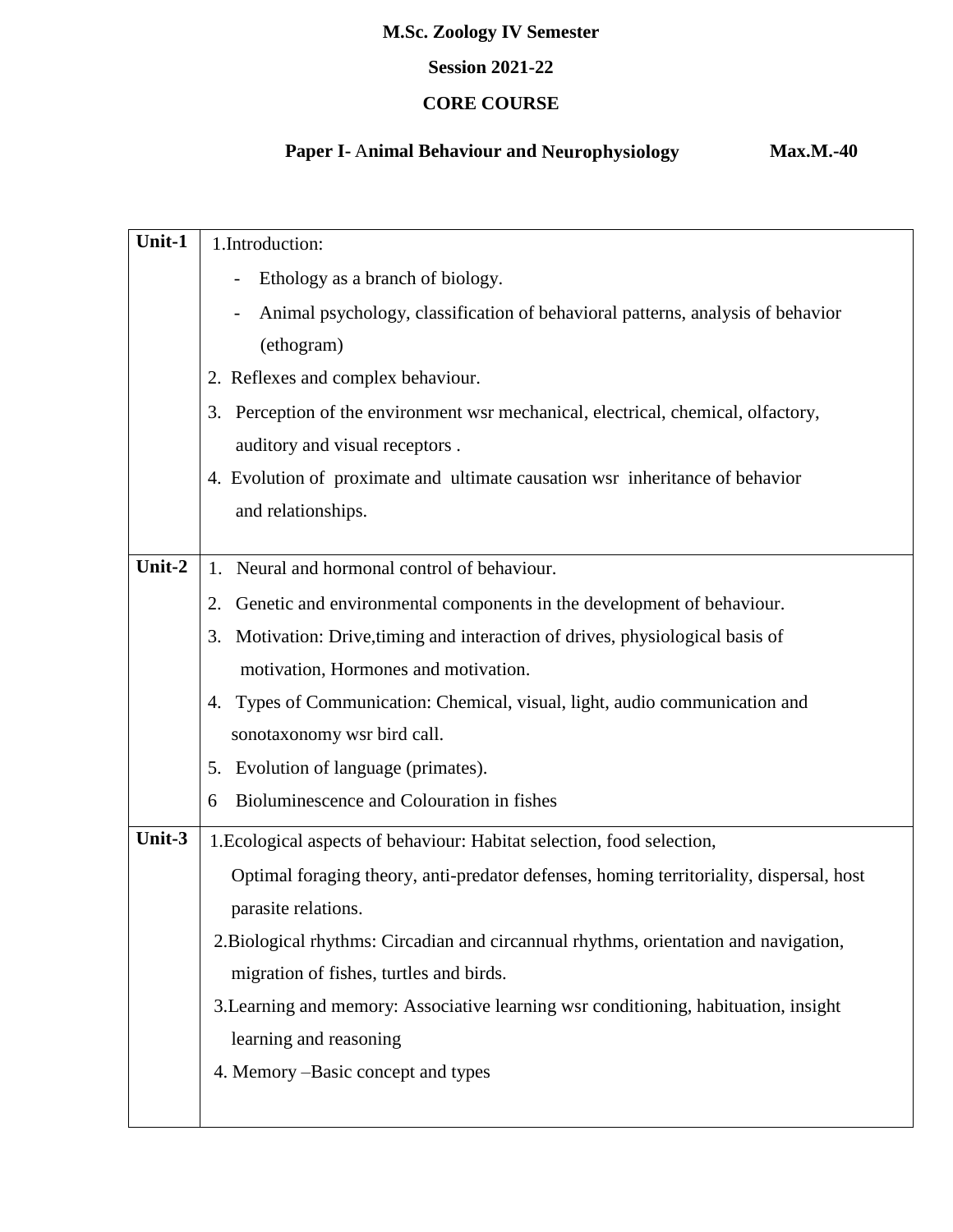**M.Sc. Zoology IV Semester**

**Session 2021-22**

**CORE COURSE**

**Paper I- Animal Behaviour and Neurophysiology** **Max.M.-40**

| Unit | Content |
|---|---|
| **Unit-1** | 1.Introduction:<br>- Ethology as a branch of biology.<br>- Animal psychology, classification of behavioral patterns, analysis of behavior (ethogram)<br>2. Reflexes and complex behaviour.<br>3. Perception of the environment wsr mechanical, electrical, chemical, olfactory, auditory and visual receptors .<br>4. Evolution of proximate and ultimate causation wsr inheritance of behavior and relationships. |
| **Unit-2** | 1. Neural and hormonal control of behaviour.<br>2. Genetic and environmental components in the development of behaviour.<br>3. Motivation: Drive,timing and interaction of drives, physiological basis of motivation, Hormones and motivation.<br>4. Types of Communication: Chemical, visual, light, audio communication and sonotaxonomy wsr bird call.<br>5. Evolution of language (primates).<br>6 Bioluminescence and Colouration in fishes |
| **Unit-3** | 1.Ecological aspects of behaviour: Habitat selection, food selection, Optimal foraging theory, anti-predator defenses, homing territoriality, dispersal, host parasite relations.<br>2.Biological rhythms: Circadian and circannual rhythms, orientation and navigation, migration of fishes, turtles and birds.<br>3.Learning and memory: Associative learning wsr conditioning, habituation, insight learning and reasoning<br>4. Memory –Basic concept and types |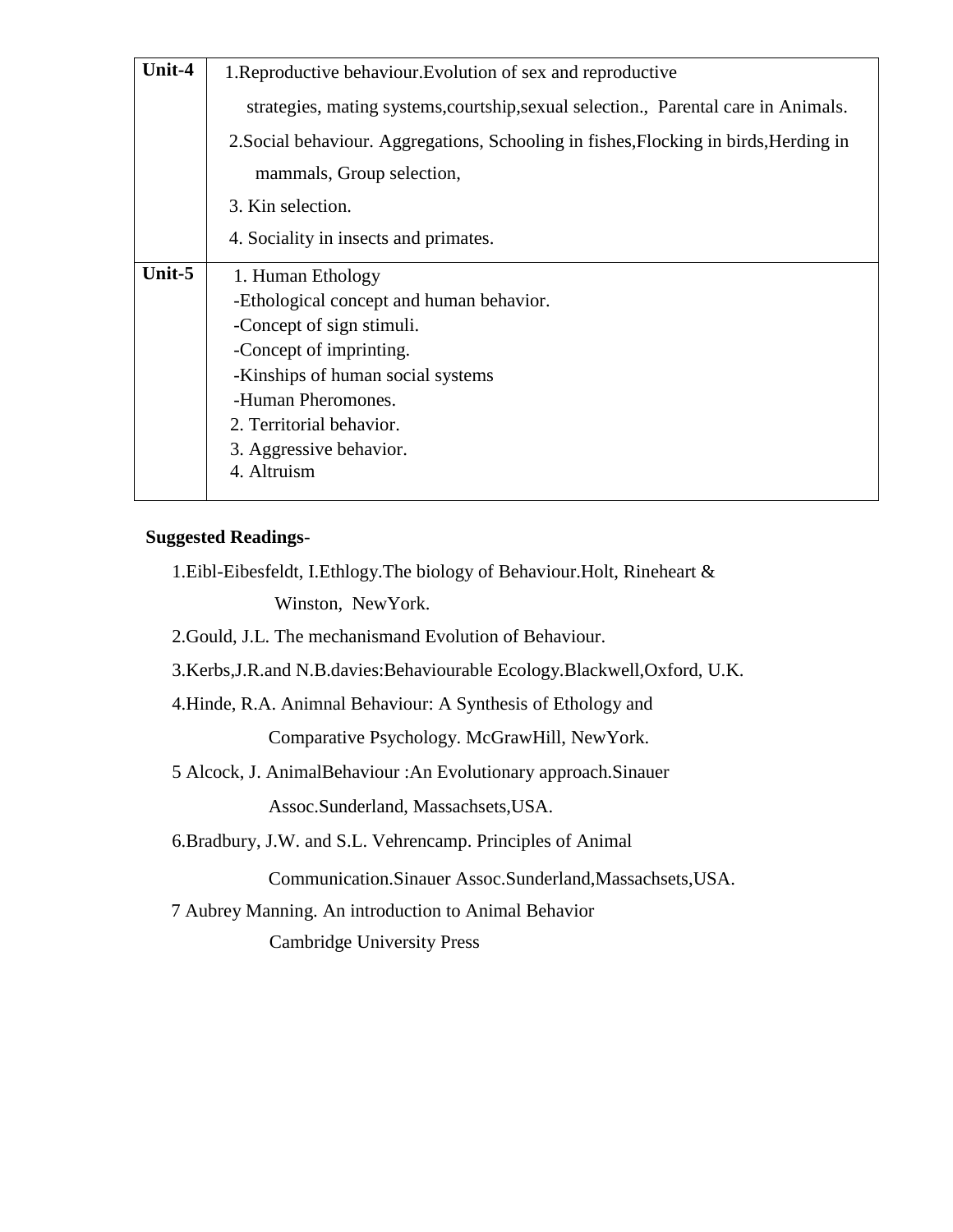| Unit-4 | 1.Reproductive behaviour.Evolution of sex and reproductive strategies, mating systems,courtship,sexual selection., Parental care in Animals.<br>2.Social behaviour. Aggregations, Schooling in fishes,Flocking in birds,Herding in mammals, Group selection,<br>3. Kin selection.<br>4. Sociality in insects and primates. |
|---|---|
| Unit-5 | 1. Human Ethology<br>-Ethological concept and human behavior.<br>-Concept of sign stimuli.<br>-Concept of imprinting.<br>-Kinships of human social systems<br>-Human Pheromones.<br>2. Territorial behavior.<br>3. Aggressive behavior.<br>4. Altruism |

**Suggested Readings**-

1.Eibl-Eibesfeldt, I.Ethlogy.The biology of Behaviour.Holt, Rineheart & Winston, NewYork.

2.Gould, J.L. The mechanismand Evolution of Behaviour.

3.Kerbs,J.R.and N.B.davies:Behaviourable Ecology.Blackwell,Oxford, U.K.

4.Hinde, R.A. Animnal Behaviour: A Synthesis of Ethology and Comparative Psychology. McGrawHill, NewYork.

5 Alcock, J. AnimalBehaviour :An Evolutionary approach.Sinauer Assoc.Sunderland, Massachsets,USA.

6.Bradbury, J.W. and S.L. Vehrencamp. Principles of Animal Communication.Sinauer Assoc.Sunderland,Massachsets,USA.

7 Aubrey Manning. An introduction to Animal Behavior Cambridge University Press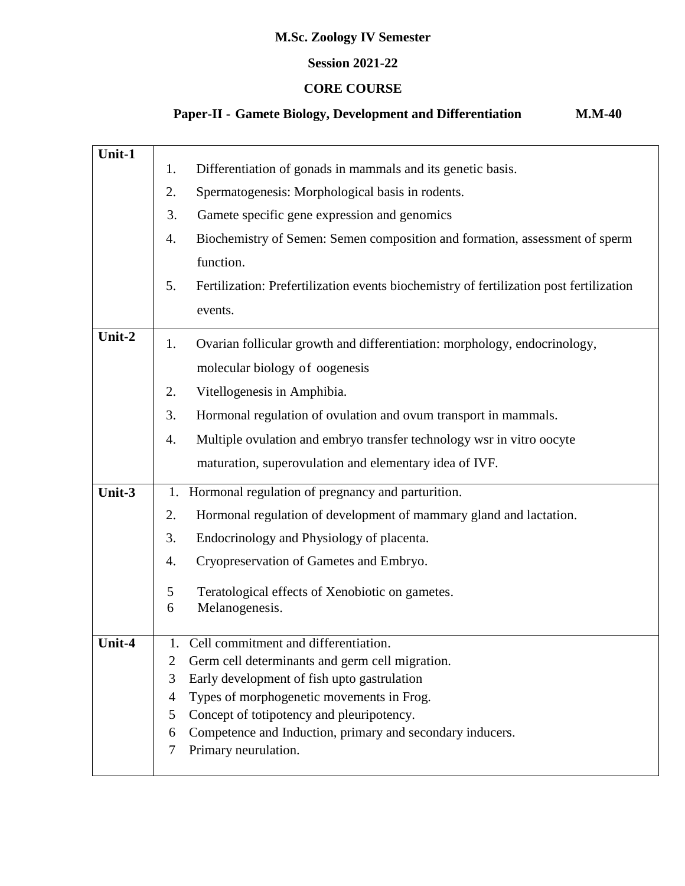**M.Sc. Zoology IV Semester**

**Session 2021-22**

**CORE COURSE**

**Paper-II - Gamete Biology, Development and Differentiation M.M-40**

| | |
|---|---|
| **Unit-1** | 1. Differentiation of gonads in mammals and its genetic basis.<br>2. Spermatogenesis: Morphological basis in rodents.<br>3. Gamete specific gene expression and genomics<br>4. Biochemistry of Semen: Semen composition and formation, assessment of sperm function.<br>5. Fertilization: Prefertilization events biochemistry of fertilization post fertilization events. |
| **Unit-2** | 1. Ovarian follicular growth and differentiation: morphology, endocrinology, molecular biology of oogenesis<br>2. Vitellogenesis in Amphibia.<br>3. Hormonal regulation of ovulation and ovum transport in mammals.<br>4. Multiple ovulation and embryo transfer technology wsr in vitro oocyte maturation, superovulation and elementary idea of IVF. |
| **Unit-3** | 1. Hormonal regulation of pregnancy and parturition.<br>2. Hormonal regulation of development of mammary gland and lactation.<br>3. Endocrinology and Physiology of placenta.<br>4. Cryopreservation of Gametes and Embryo.<br>5 Teratological effects of Xenobiotic on gametes.<br>6 Melanogenesis. |
| **Unit-4** | 1. Cell commitment and differentiation.<br>2 Germ cell determinants and germ cell migration.<br>3 Early development of fish upto gastrulation<br>4 Types of morphogenetic movements in Frog.<br>5 Concept of totipotency and pleuripotency.<br>6 Competence and Induction, primary and secondary inducers.<br>7 Primary neurulation. |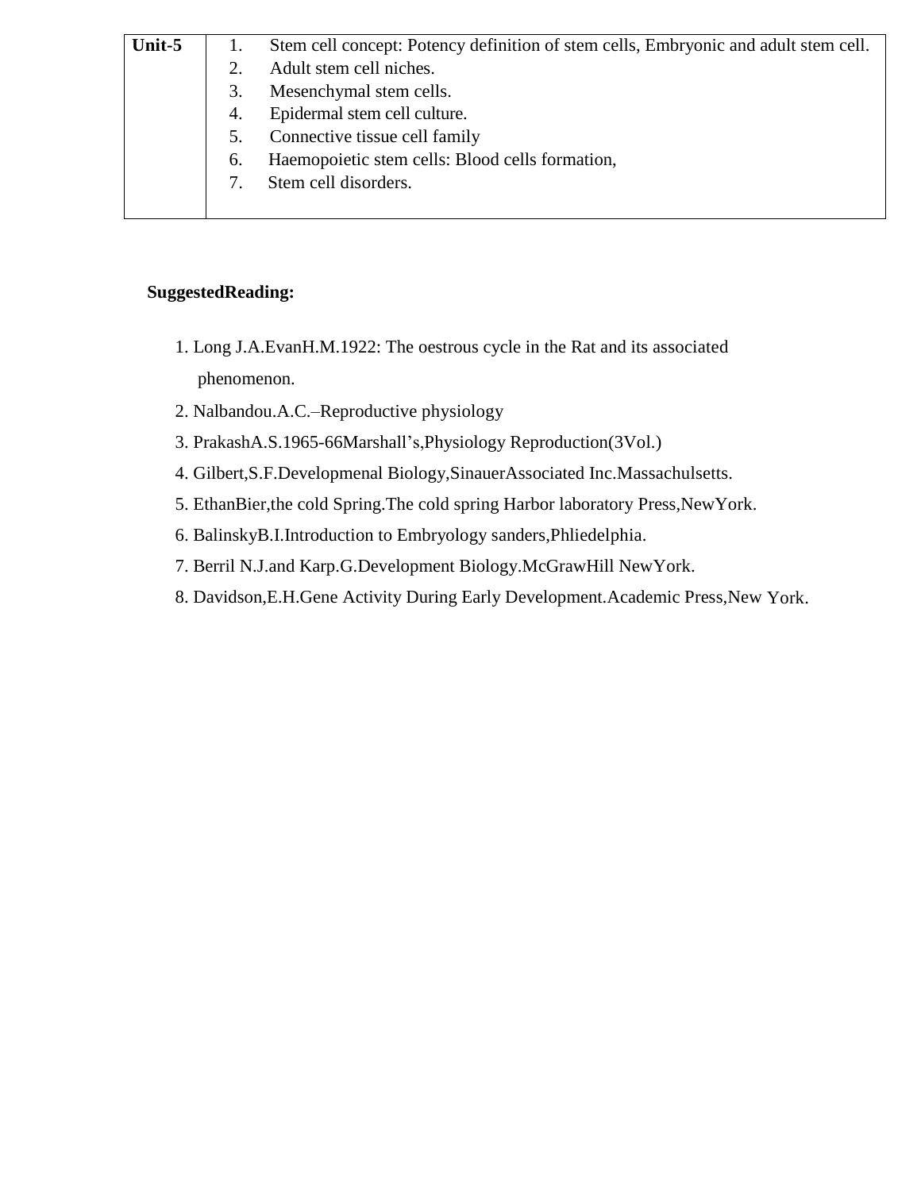| Unit-5 | 1. Stem cell concept: Potency definition of stem cells, Embryonic and adult stem cell.<br>2. Adult stem cell niches.<br>3. Mesenchymal stem cells.<br>4. Epidermal stem cell culture.<br>5. Connective tissue cell family<br>6. Haemopoietic stem cells: Blood cells formation,<br>7. Stem cell disorders. |
|---|---|

**SuggestedReading:**

1. Long J.A.EvanH.M.1922: The oestrous cycle in the Rat and its associated phenomenon.
2. Nalbandou.A.C.–Reproductive physiology
3. PrakashA.S.1965-66Marshall's,Physiology Reproduction(3Vol.)
4. Gilbert,S.F.Developmenal Biology,SinauerAssociated Inc.Massachulsetts.
5. EthanBier,the cold Spring.The cold spring Harbor laboratory Press,NewYork.
6. BalinskyB.I.Introduction to Embryology sanders,Phliedelphia.
7. Berril N.J.and Karp.G.Development Biology.McGrawHill NewYork.
8. Davidson,E.H.Gene Activity During Early Development.Academic Press,New York.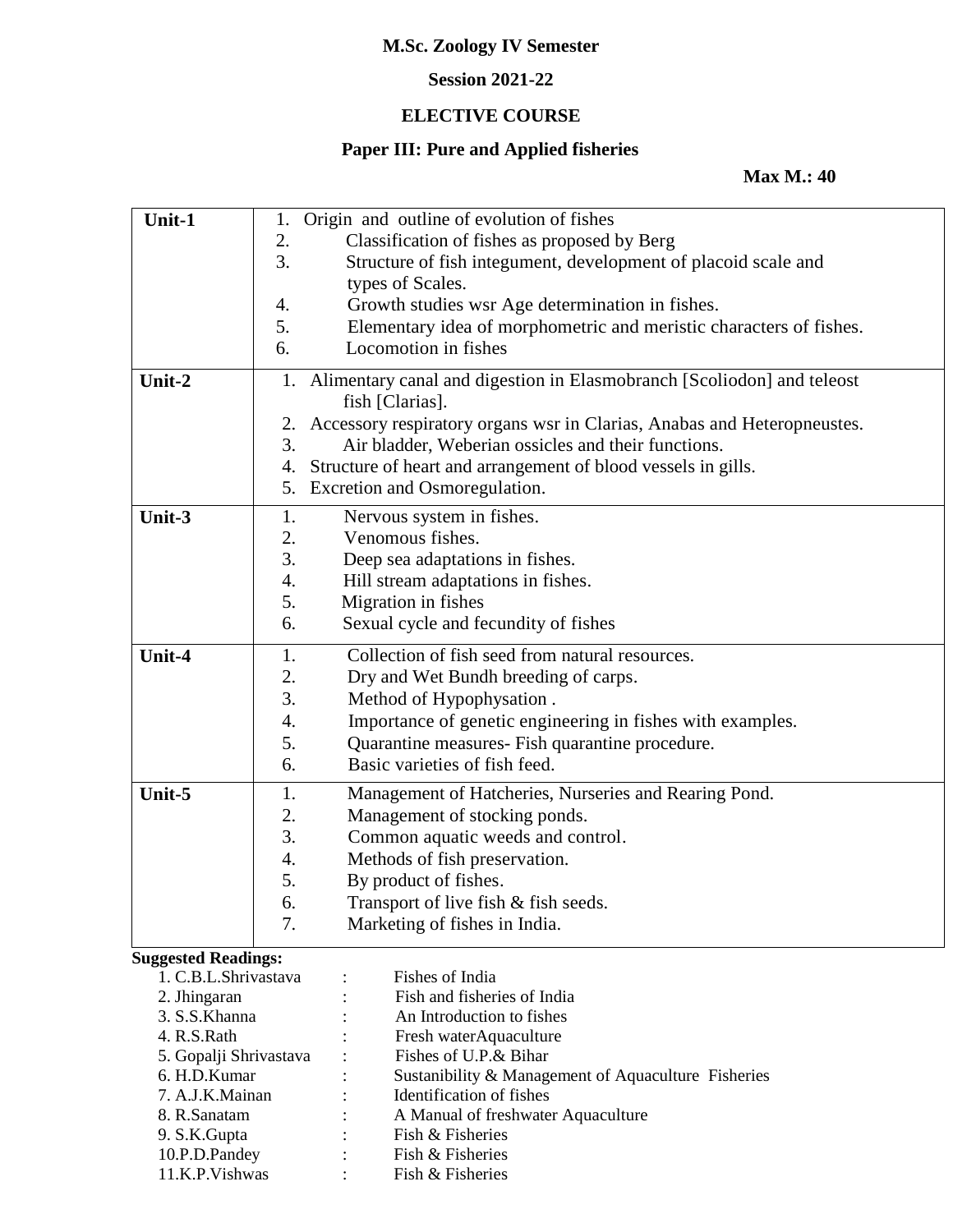**M.Sc. Zoology IV Semester**

**Session 2021-22**

**ELECTIVE COURSE**

**Paper III: Pure and Applied fisheries**

**Max M.: 40**

| | |
|---|---|
| **Unit-1** | 1. Origin and outline of evolution of fishes<br>2. Classification of fishes as proposed by Berg<br>3. Structure of fish integument, development of placoid scale and types of Scales.<br>4. Growth studies wsr Age determination in fishes.<br>5. Elementary idea of morphometric and meristic characters of fishes.<br>6. Locomotion in fishes |
| **Unit-2** | 1. Alimentary canal and digestion in Elasmobranch [Scoliodon] and teleost fish [Clarias].<br>2. Accessory respiratory organs wsr in Clarias, Anabas and Heteropneustes.<br>3. Air bladder, Weberian ossicles and their functions.<br>4. Structure of heart and arrangement of blood vessels in gills.<br>5. Excretion and Osmoregulation. |
| **Unit-3** | 1. Nervous system in fishes.<br>2. Venomous fishes.<br>3. Deep sea adaptations in fishes.<br>4. Hill stream adaptations in fishes.<br>5. Migration in fishes<br>6. Sexual cycle and fecundity of fishes |
| **Unit-4** | 1. Collection of fish seed from natural resources.<br>2. Dry and Wet Bundh breeding of carps.<br>3. Method of Hypophysation .<br>4. Importance of genetic engineering in fishes with examples.<br>5. Quarantine measures- Fish quarantine procedure.<br>6. Basic varieties of fish feed. |
| **Unit-5** | 1. Management of Hatcheries, Nurseries and Rearing Pond.<br>2. Management of stocking ponds.<br>3. Common aquatic weeds and control.<br>4. Methods of fish preservation.<br>5. By product of fishes.<br>6. Transport of live fish & fish seeds.<br>7. Marketing of fishes in India. |

**Suggested Readings:**

1. C.B.L.Shrivastava : Fishes of India
2. Jhingaran : Fish and fisheries of India
3. S.S.Khanna : An Introduction to fishes
4. R.S.Rath : Fresh waterAquaculture
5. Gopalji Shrivastava : Fishes of U.P.& Bihar
6. H.D.Kumar : Sustanibility & Management of Aquaculture Fisheries
7. A.J.K.Mainan : Identification of fishes
8. R.Sanatam : A Manual of freshwater Aquaculture
9. S.K.Gupta : Fish & Fisheries
10. P.D.Pandey : Fish & Fisheries
11. K.P.Vishwas : Fish & Fisheries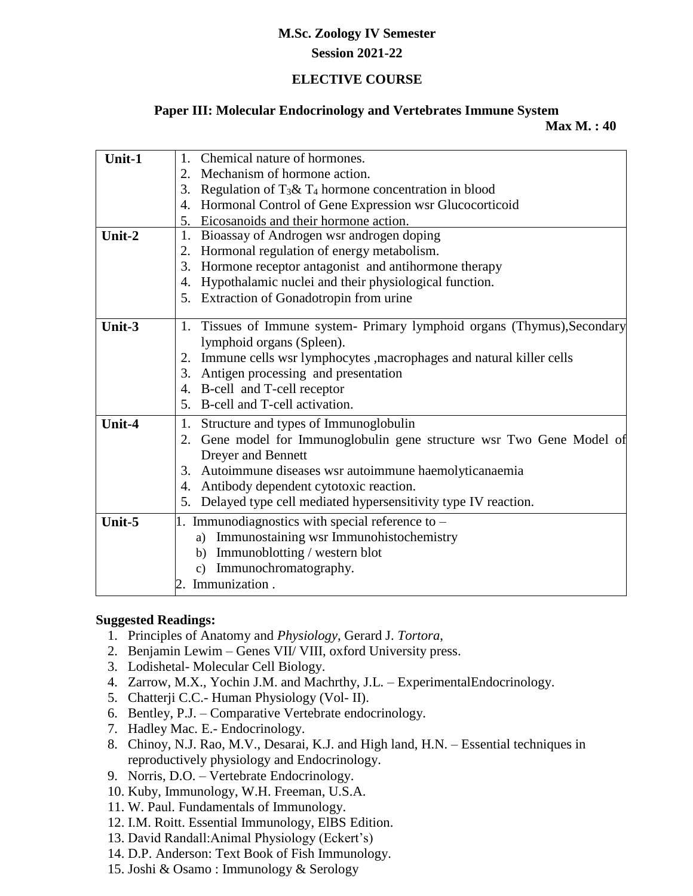**M.Sc. Zoology IV Semester**

**Session 2021-22**

**ELECTIVE COURSE**

**Paper III: Molecular Endocrinology and Vertebrates Immune System**

**Max M. : 40**

| | |
|---|---|
| **Unit-1** | 1. Chemical nature of hormones.<br>2. Mechanism of hormone action.<br>3. Regulation of $T_3$& $T_4$ hormone concentration in blood<br>4. Hormonal Control of Gene Expression wsr Glucocorticoid<br>5. Eicosanoids and their hormone action. |
| **Unit-2** | 1. Bioassay of Androgen wsr androgen doping<br>2. Hormonal regulation of energy metabolism.<br>3. Hormone receptor antagonist and antihormone therapy<br>4. Hypothalamic nuclei and their physiological function.<br>5. Extraction of Gonadotropin from urine |
| **Unit-3** | 1. Tissues of Immune system- Primary lymphoid organs (Thymus),Secondary lymphoid organs (Spleen).<br>2. Immune cells wsr lymphocytes ,macrophages and natural killer cells<br>3. Antigen processing and presentation<br>4. B-cell and T-cell receptor<br>5. B-cell and T-cell activation. |
| **Unit-4** | 1. Structure and types of Immunoglobulin<br>2. Gene model for Immunoglobulin gene structure wsr Two Gene Model of Dreyer and Bennett<br>3. Autoimmune diseases wsr autoimmune haemolyticanaemia<br>4. Antibody dependent cytotoxic reaction.<br>5. Delayed type cell mediated hypersensitivity type IV reaction. |
| **Unit-5** | 1. Immunodiagnostics with special reference to –<br>a) Immunostaining wsr Immunohistochemistry<br>b) Immunoblotting / western blot<br>c) Immunochromatography.<br>2. Immunization . |

**Suggested Readings:**

1. Principles of Anatomy and *Physiology*, Gerard J. *Tortora*,
2. Benjamin Lewim – Genes VII/ VIII, oxford University press.
3. Lodishetal- Molecular Cell Biology.
4. Zarrow, M.X., Yochin J.M. and Machrthy, J.L. – ExperimentalEndocrinology.
5. Chatterji C.C.- Human Physiology (Vol- II).
6. Bentley, P.J. – Comparative Vertebrate endocrinology.
7. Hadley Mac. E.- Endocrinology.
8. Chinoy, N.J. Rao, M.V., Desarai, K.J. and High land, H.N. – Essential techniques in reproductively physiology and Endocrinology.
9. Norris, D.O. – Vertebrate Endocrinology.
10. Kuby, Immunology, W.H. Freeman, U.S.A.
11. W. Paul. Fundamentals of Immunology.
12. I.M. Roitt. Essential Immunology, ElBS Edition.
13. David Randall:Animal Physiology (Eckert's)
14. D.P. Anderson: Text Book of Fish Immunology.
15. Joshi & Osamo : Immunology & Serology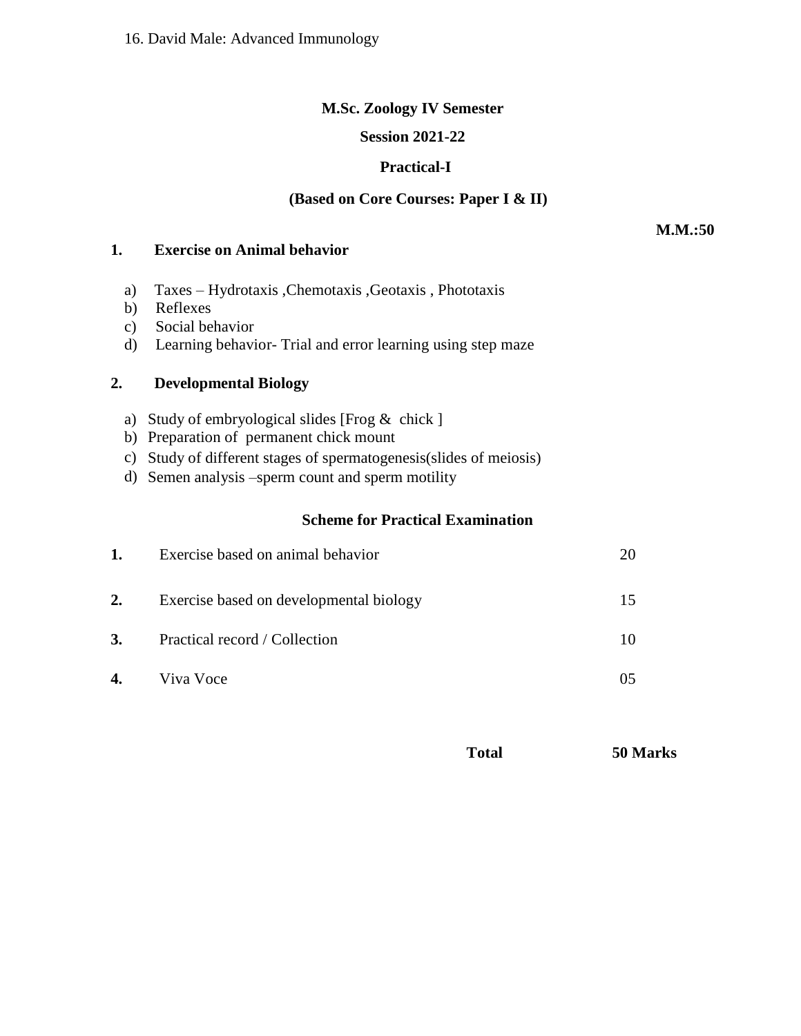16. David Male: Advanced Immunology

**M.Sc. Zoology IV Semester**

**Session 2021-22**

**Practical-I**

**(Based on Core Courses: Paper I & II)**

**M.M.:50**

**1. Exercise on Animal behavior**

a) Taxes – Hydrotaxis ,Chemotaxis ,Geotaxis , Phototaxis
b) Reflexes
c) Social behavior
d) Learning behavior- Trial and error learning using step maze

**2. Developmental Biology**

a) Study of embryological slides [Frog & chick ]
b) Preparation of permanent chick mount
c) Study of different stages of spermatogenesis(slides of meiosis)
d) Semen analysis –sperm count and sperm motility

**Scheme for Practical Examination**

| | | |
|---|---|---|
| **1.** | Exercise based on animal behavior | 20 |
| **2.** | Exercise based on developmental biology | 15 |
| **3.** | Practical record / Collection | 10 |
| **4.** | Viva Voce | 05 |
| | **Total** | **50 Marks** |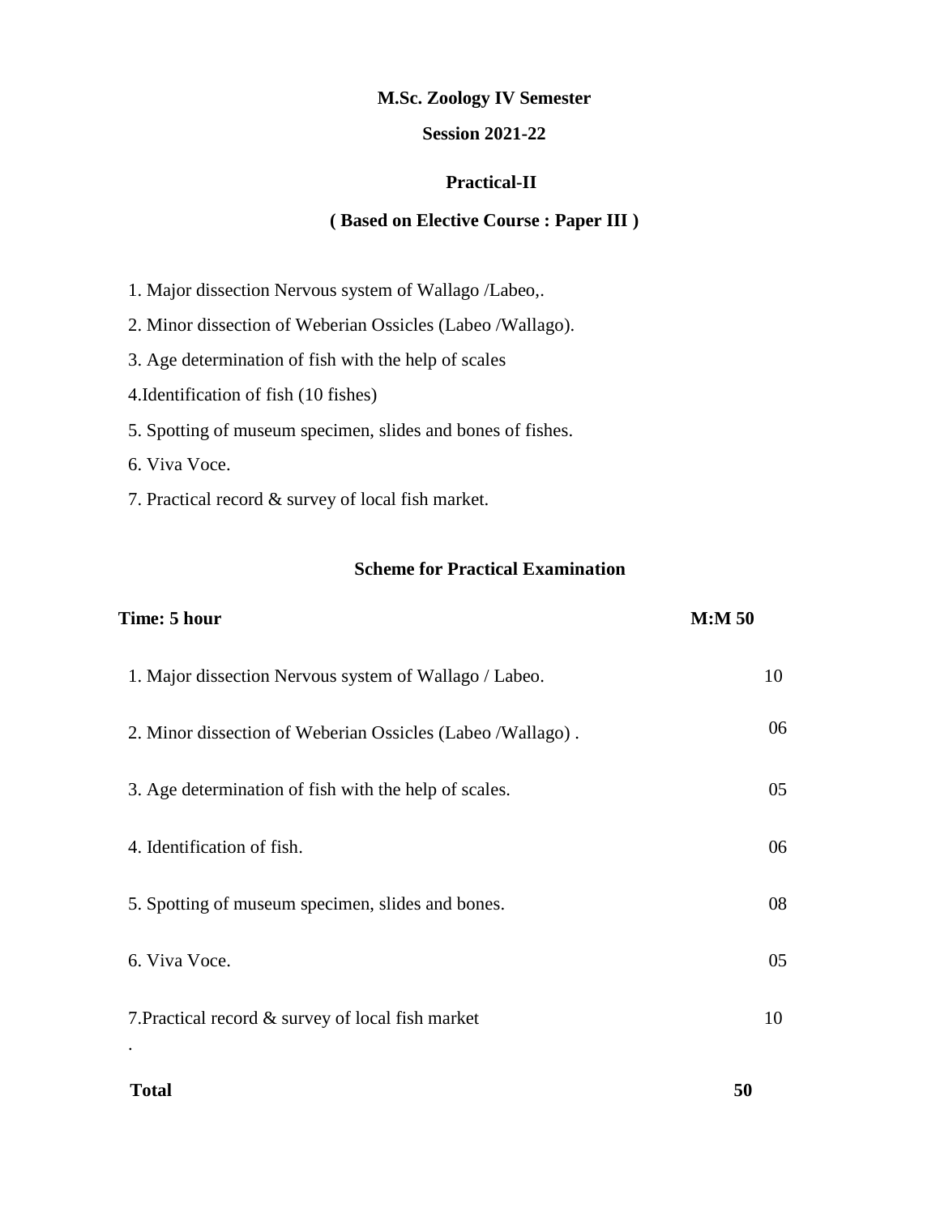**M.Sc. Zoology IV Semester**

**Session 2021-22**

**Practical-II**

**( Based on Elective Course : Paper III )**

1. Major dissection Nervous system of Wallago /Labeo,.
2. Minor dissection of Weberian Ossicles (Labeo /Wallago).
3. Age determination of fish with the help of scales
4. Identification of fish (10 fishes)
5. Spotting of museum specimen, slides and bones of fishes.
6. Viva Voce.
7. Practical record & survey of local fish market.

**Scheme for Practical Examination**

| **Time: 5 hour** | **M:M 50** |
|---|---|
| 1. Major dissection Nervous system of Wallago / Labeo. | 10 |
| 2. Minor dissection of Weberian Ossicles (Labeo /Wallago) . | 06 |
| 3. Age determination of fish with the help of scales. | 05 |
| 4. Identification of fish. | 06 |
| 5. Spotting of museum specimen, slides and bones. | 08 |
| 6. Viva Voce. | 05 |
| 7.Practical record & survey of local fish market . | 10 |
| **Total** | **50** |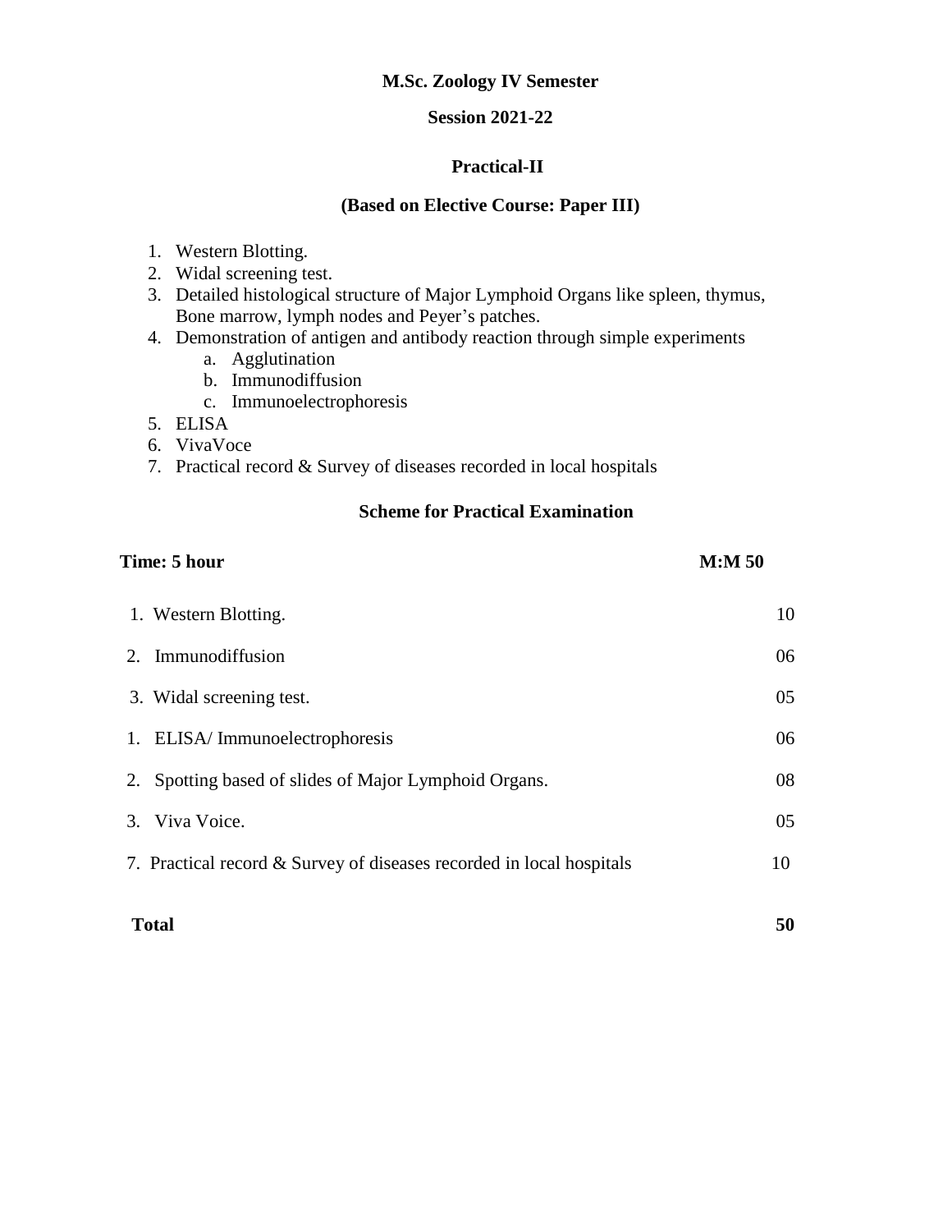**M.Sc. Zoology IV Semester**

**Session 2021-22**

**Practical-II**

**(Based on Elective Course: Paper III)**

1. Western Blotting.
2. Widal screening test.
3. Detailed histological structure of Major Lymphoid Organs like spleen, thymus, Bone marrow, lymph nodes and Peyer's patches.
4. Demonstration of antigen and antibody reaction through simple experiments
   a. Agglutination
   b. Immunodiffusion
   c. Immunoelectrophoresis
5. ELISA
6. VivaVoce
7. Practical record & Survey of diseases recorded in local hospitals

**Scheme for Practical Examination**

**Time: 5 hour** **M:M 50**

| | |
|---|---|
| 1. Western Blotting. | 10 |
| 2. Immunodiffusion | 06 |
| 3. Widal screening test. | 05 |
| 1. ELISA/ Immunoelectrophoresis | 06 |
| 2. Spotting based of slides of Major Lymphoid Organs. | 08 |
| 3. Viva Voice. | 05 |
| 7. Practical record & Survey of diseases recorded in local hospitals | 10 |
| **Total** | **50** |